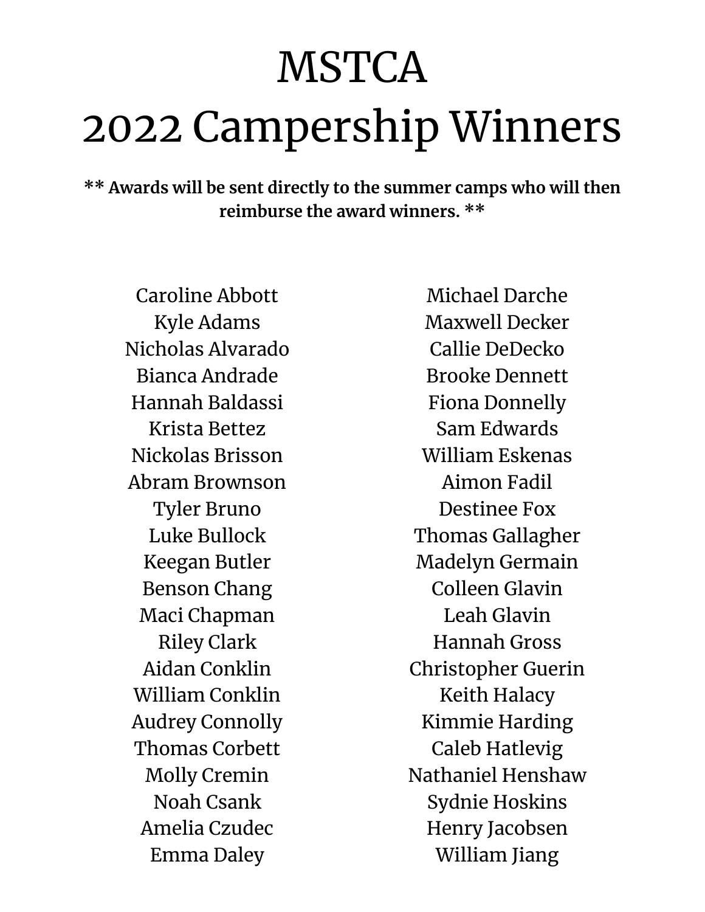# MSTCA
# 2022 Campership Winners

**\*\* Awards will be sent directly to the summer camps who will then reimburse the award winners. \*\***

Caroline Abbott
Kyle Adams
Nicholas Alvarado
Bianca Andrade
Hannah Baldassi
Krista Bettez
Nickolas Brisson
Abram Brownson
Tyler Bruno
Luke Bullock
Keegan Butler
Benson Chang
Maci Chapman
Riley Clark
Aidan Conklin
William Conklin
Audrey Connolly
Thomas Corbett
Molly Cremin
Noah Csank
Amelia Czudec
Emma Daley
Michael Darche
Maxwell Decker
Callie DeDecko
Brooke Dennett
Fiona Donnelly
Sam Edwards
William Eskenas
Aimon Fadil
Destinee Fox
Thomas Gallagher
Madelyn Germain
Colleen Glavin
Leah Glavin
Hannah Gross
Christopher Guerin
Keith Halacy
Kimmie Harding
Caleb Hatlevig
Nathaniel Henshaw
Sydnie Hoskins
Henry Jacobsen
William Jiang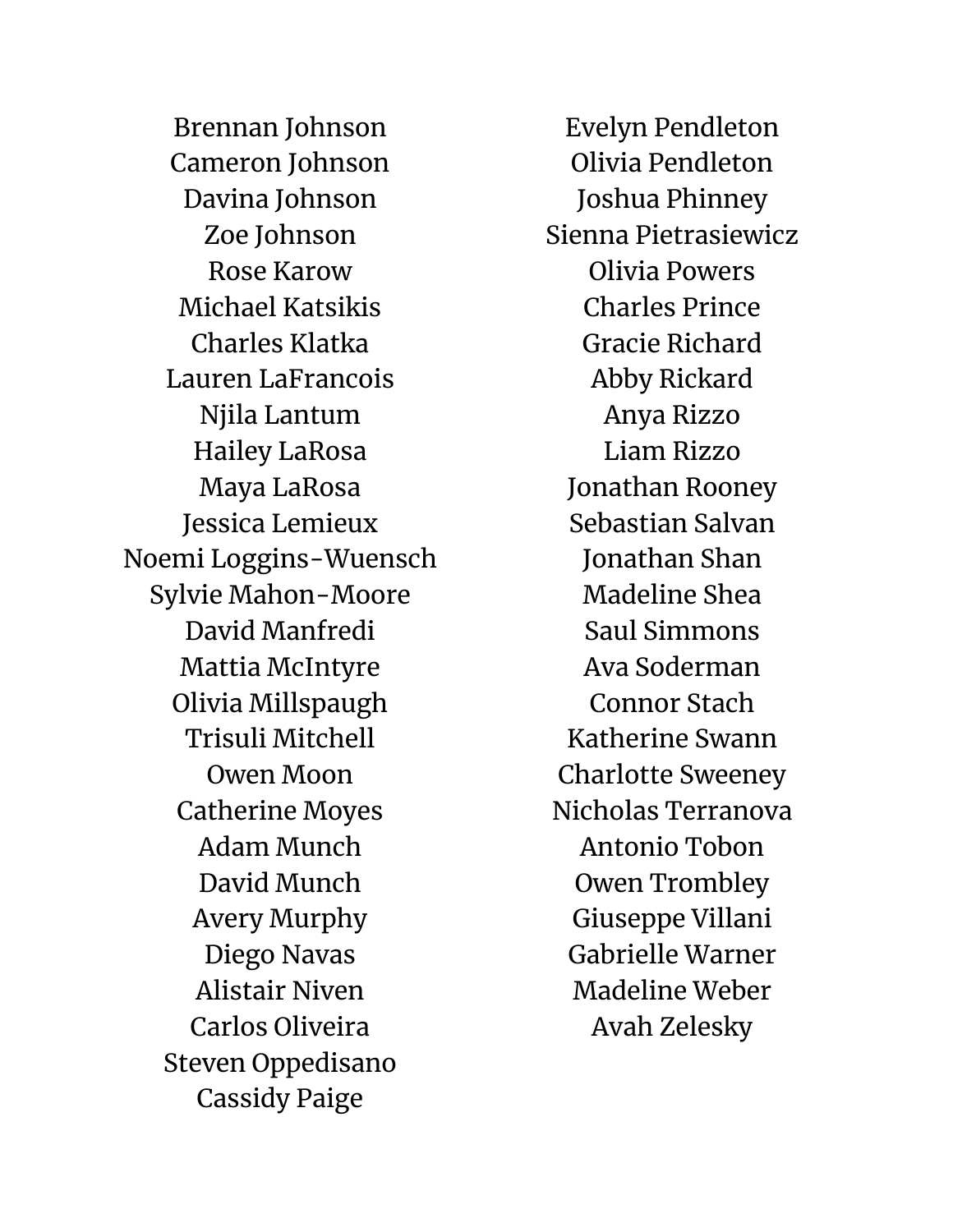Brennan Johnson
Cameron Johnson
Davina Johnson
Zoe Johnson
Rose Karow
Michael Katsikis
Charles Klatka
Lauren LaFrancois
Njila Lantum
Hailey LaRosa
Maya LaRosa
Jessica Lemieux
Noemi Loggins-Wuensch
Sylvie Mahon-Moore
David Manfredi
Mattia McIntyre
Olivia Millspaugh
Trisuli Mitchell
Owen Moon
Catherine Moyes
Adam Munch
David Munch
Avery Murphy
Diego Navas
Alistair Niven
Carlos Oliveira
Steven Oppedisano
Cassidy Paige
Evelyn Pendleton
Olivia Pendleton
Joshua Phinney
Sienna Pietrasiewicz
Olivia Powers
Charles Prince
Gracie Richard
Abby Rickard
Anya Rizzo
Liam Rizzo
Jonathan Rooney
Sebastian Salvan
Jonathan Shan
Madeline Shea
Saul Simmons
Ava Soderman
Connor Stach
Katherine Swann
Charlotte Sweeney
Nicholas Terranova
Antonio Tobon
Owen Trombley
Giuseppe Villani
Gabrielle Warner
Madeline Weber
Avah Zelesky